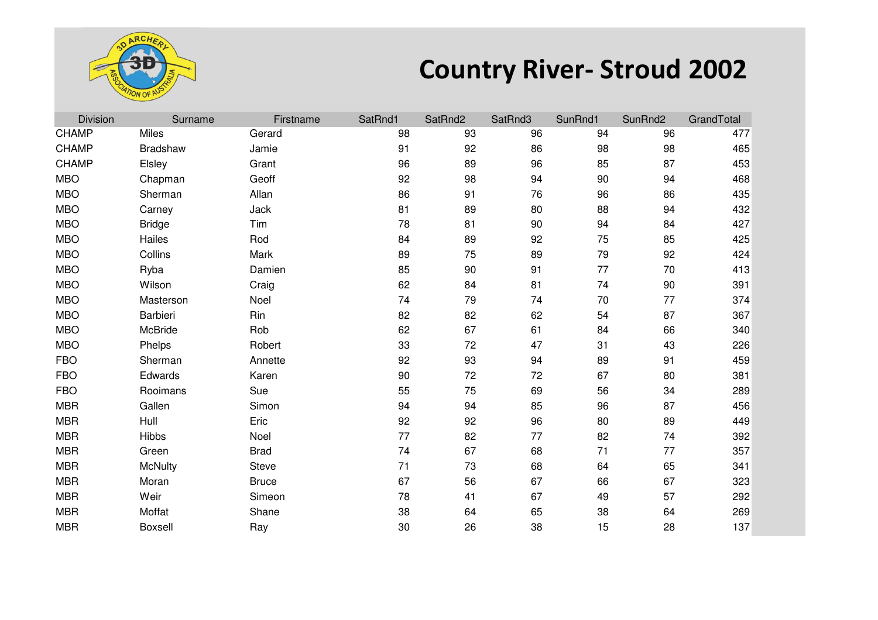# Country River- Stroud 2002

| Division | Surname | Firstname | SatRnd1 | SatRnd2 | SatRnd3 | SunRnd1 | SunRnd2 | GrandTotal |
|---|---|---|---|---|---|---|---|---|
| CHAMP | Miles | Gerard | 98 | 93 | 96 | 94 | 96 | 477 |
| CHAMP | Bradshaw | Jamie | 91 | 92 | 86 | 98 | 98 | 465 |
| CHAMP | Elsley | Grant | 96 | 89 | 96 | 85 | 87 | 453 |
| MBO | Chapman | Geoff | 92 | 98 | 94 | 90 | 94 | 468 |
| MBO | Sherman | Allan | 86 | 91 | 76 | 96 | 86 | 435 |
| MBO | Carney | Jack | 81 | 89 | 80 | 88 | 94 | 432 |
| MBO | Bridge | Tim | 78 | 81 | 90 | 94 | 84 | 427 |
| MBO | Hailes | Rod | 84 | 89 | 92 | 75 | 85 | 425 |
| MBO | Collins | Mark | 89 | 75 | 89 | 79 | 92 | 424 |
| MBO | Ryba | Damien | 85 | 90 | 91 | 77 | 70 | 413 |
| MBO | Wilson | Craig | 62 | 84 | 81 | 74 | 90 | 391 |
| MBO | Masterson | Noel | 74 | 79 | 74 | 70 | 77 | 374 |
| MBO | Barbieri | Rin | 82 | 82 | 62 | 54 | 87 | 367 |
| MBO | McBride | Rob | 62 | 67 | 61 | 84 | 66 | 340 |
| MBO | Phelps | Robert | 33 | 72 | 47 | 31 | 43 | 226 |
| FBO | Sherman | Annette | 92 | 93 | 94 | 89 | 91 | 459 |
| FBO | Edwards | Karen | 90 | 72 | 72 | 67 | 80 | 381 |
| FBO | Rooimans | Sue | 55 | 75 | 69 | 56 | 34 | 289 |
| MBR | Gallen | Simon | 94 | 94 | 85 | 96 | 87 | 456 |
| MBR | Hull | Eric | 92 | 92 | 96 | 80 | 89 | 449 |
| MBR | Hibbs | Noel | 77 | 82 | 77 | 82 | 74 | 392 |
| MBR | Green | Brad | 74 | 67 | 68 | 71 | 77 | 357 |
| MBR | McNulty | Steve | 71 | 73 | 68 | 64 | 65 | 341 |
| MBR | Moran | Bruce | 67 | 56 | 67 | 66 | 67 | 323 |
| MBR | Weir | Simeon | 78 | 41 | 67 | 49 | 57 | 292 |
| MBR | Moffat | Shane | 38 | 64 | 65 | 38 | 64 | 269 |
| MBR | Boxsell | Ray | 30 | 26 | 38 | 15 | 28 | 137 |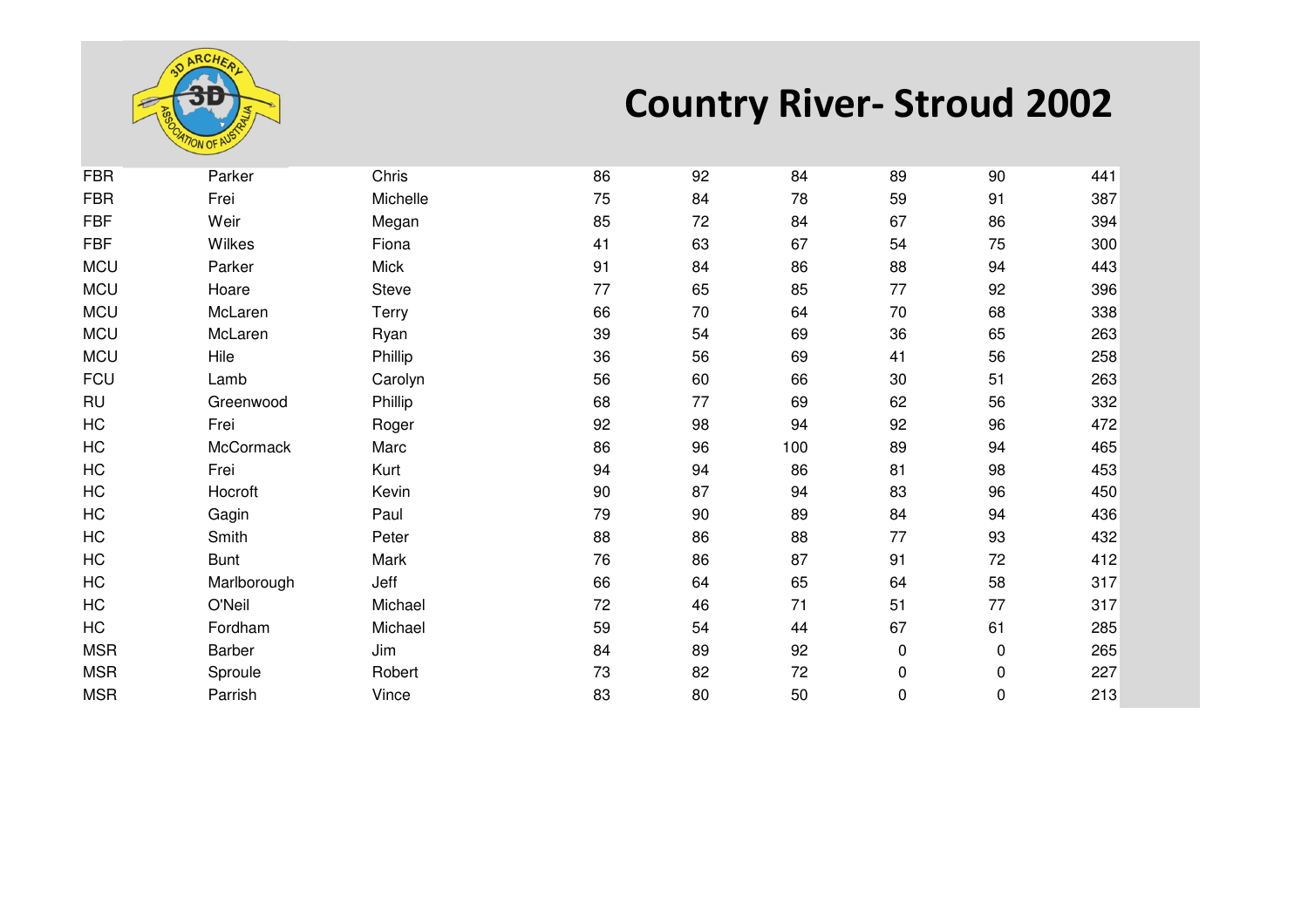# Country River- Stroud 2002

| | | | | | | | | |
|---|---|---|---|---|---|---|---|---|
| FBR | Parker | Chris | 86 | 92 | 84 | 89 | 90 | 441 |
| FBR | Frei | Michelle | 75 | 84 | 78 | 59 | 91 | 387 |
| FBF | Weir | Megan | 85 | 72 | 84 | 67 | 86 | 394 |
| FBF | Wilkes | Fiona | 41 | 63 | 67 | 54 | 75 | 300 |
| MCU | Parker | Mick | 91 | 84 | 86 | 88 | 94 | 443 |
| MCU | Hoare | Steve | 77 | 65 | 85 | 77 | 92 | 396 |
| MCU | McLaren | Terry | 66 | 70 | 64 | 70 | 68 | 338 |
| MCU | McLaren | Ryan | 39 | 54 | 69 | 36 | 65 | 263 |
| MCU | Hile | Phillip | 36 | 56 | 69 | 41 | 56 | 258 |
| FCU | Lamb | Carolyn | 56 | 60 | 66 | 30 | 51 | 263 |
| RU | Greenwood | Phillip | 68 | 77 | 69 | 62 | 56 | 332 |
| HC | Frei | Roger | 92 | 98 | 94 | 92 | 96 | 472 |
| HC | McCormack | Marc | 86 | 96 | 100 | 89 | 94 | 465 |
| HC | Frei | Kurt | 94 | 94 | 86 | 81 | 98 | 453 |
| HC | Hocroft | Kevin | 90 | 87 | 94 | 83 | 96 | 450 |
| HC | Gagin | Paul | 79 | 90 | 89 | 84 | 94 | 436 |
| HC | Smith | Peter | 88 | 86 | 88 | 77 | 93 | 432 |
| HC | Bunt | Mark | 76 | 86 | 87 | 91 | 72 | 412 |
| HC | Marlborough | Jeff | 66 | 64 | 65 | 64 | 58 | 317 |
| HC | O'Neil | Michael | 72 | 46 | 71 | 51 | 77 | 317 |
| HC | Fordham | Michael | 59 | 54 | 44 | 67 | 61 | 285 |
| MSR | Barber | Jim | 84 | 89 | 92 | 0 | 0 | 265 |
| MSR | Sproule | Robert | 73 | 82 | 72 | 0 | 0 | 227 |
| MSR | Parrish | Vince | 83 | 80 | 50 | 0 | 0 | 213 |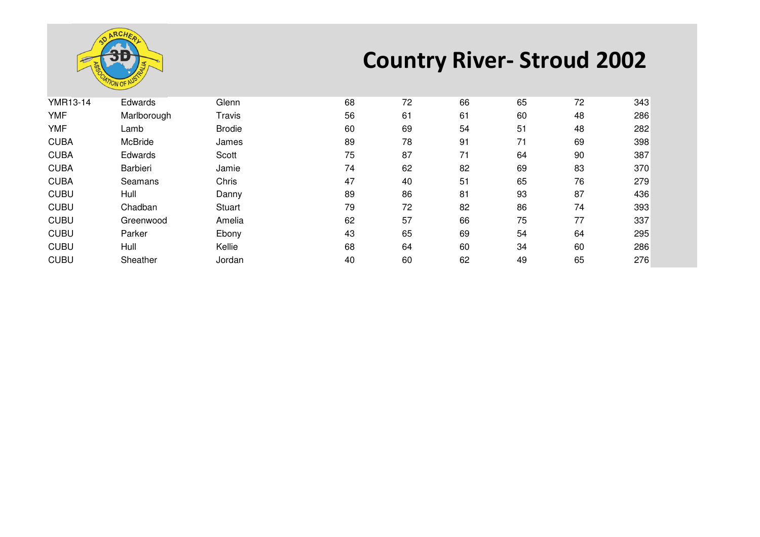# Country River- Stroud 2002

| | | | | | | | | |
|---|---|---|---|---|---|---|---|---|
| YMR13-14 | Edwards | Glenn | 68 | 72 | 66 | 65 | 72 | 343 |
| YMF | Marlborough | Travis | 56 | 61 | 61 | 60 | 48 | 286 |
| YMF | Lamb | Brodie | 60 | 69 | 54 | 51 | 48 | 282 |
| CUBA | McBride | James | 89 | 78 | 91 | 71 | 69 | 398 |
| CUBA | Edwards | Scott | 75 | 87 | 71 | 64 | 90 | 387 |
| CUBA | Barbieri | Jamie | 74 | 62 | 82 | 69 | 83 | 370 |
| CUBA | Seamans | Chris | 47 | 40 | 51 | 65 | 76 | 279 |
| CUBU | Hull | Danny | 89 | 86 | 81 | 93 | 87 | 436 |
| CUBU | Chadban | Stuart | 79 | 72 | 82 | 86 | 74 | 393 |
| CUBU | Greenwood | Amelia | 62 | 57 | 66 | 75 | 77 | 337 |
| CUBU | Parker | Ebony | 43 | 65 | 69 | 54 | 64 | 295 |
| CUBU | Hull | Kellie | 68 | 64 | 60 | 34 | 60 | 286 |
| CUBU | Sheather | Jordan | 40 | 60 | 62 | 49 | 65 | 276 |